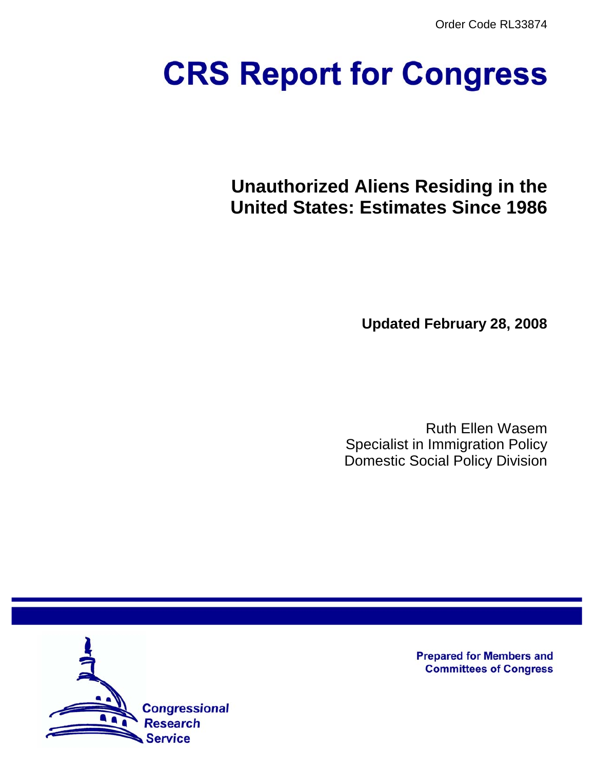Order Code RL33874

# CRS Report for Congress

## Unauthorized Aliens Residing in the United States: Estimates Since 1986

**Updated February 28, 2008**

Ruth Ellen Wasem
Specialist in Immigration Policy
Domestic Social Policy Division

Prepared for Members and Committees of Congress

Congressional Research Service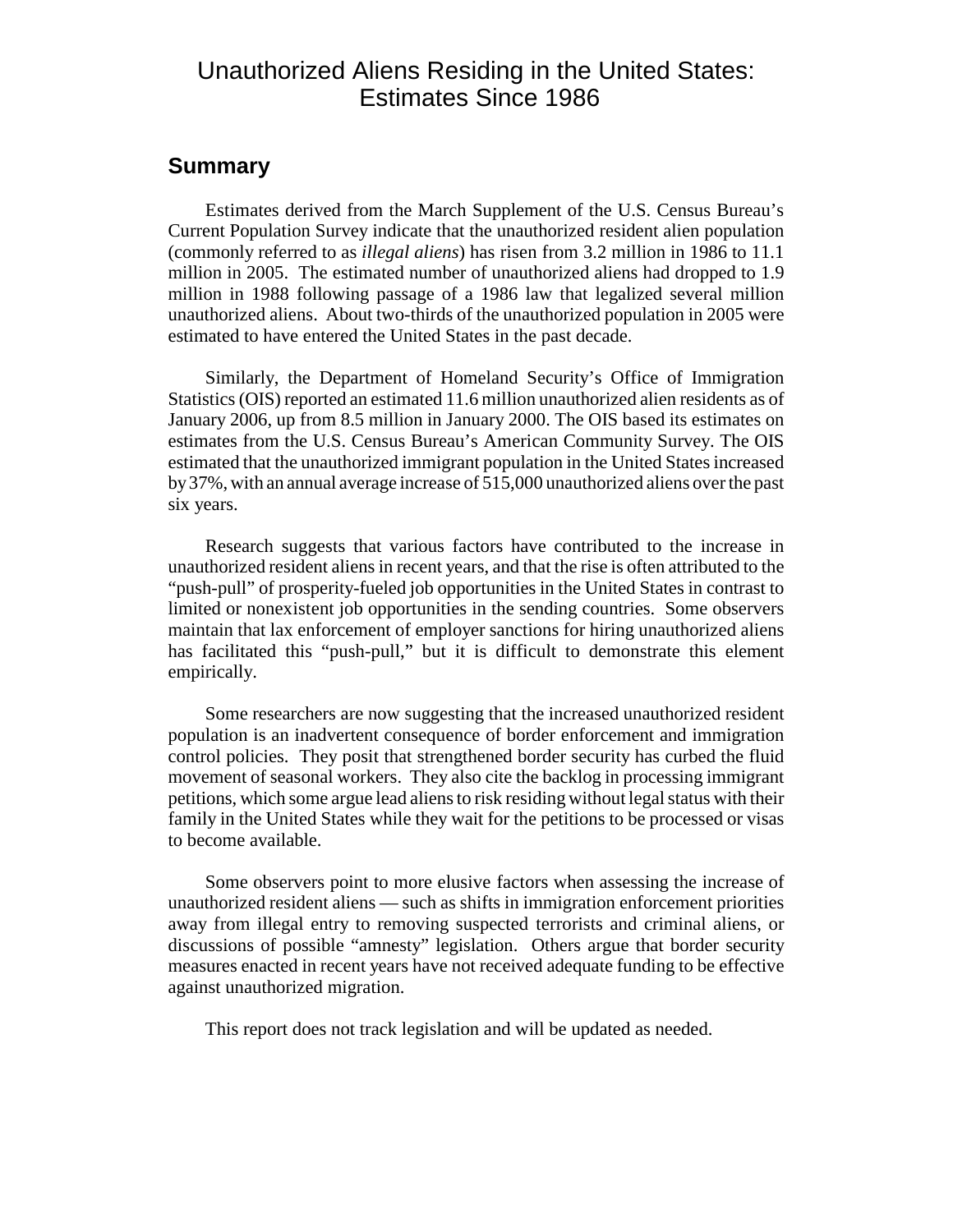# Unauthorized Aliens Residing in the United States: Estimates Since 1986

## Summary

Estimates derived from the March Supplement of the U.S. Census Bureau's Current Population Survey indicate that the unauthorized resident alien population (commonly referred to as *illegal aliens*) has risen from 3.2 million in 1986 to 11.1 million in 2005. The estimated number of unauthorized aliens had dropped to 1.9 million in 1988 following passage of a 1986 law that legalized several million unauthorized aliens. About two-thirds of the unauthorized population in 2005 were estimated to have entered the United States in the past decade.

Similarly, the Department of Homeland Security's Office of Immigration Statistics (OIS) reported an estimated 11.6 million unauthorized alien residents as of January 2006, up from 8.5 million in January 2000. The OIS based its estimates on estimates from the U.S. Census Bureau's American Community Survey. The OIS estimated that the unauthorized immigrant population in the United States increased by 37%, with an annual average increase of 515,000 unauthorized aliens over the past six years.

Research suggests that various factors have contributed to the increase in unauthorized resident aliens in recent years, and that the rise is often attributed to the "push-pull" of prosperity-fueled job opportunities in the United States in contrast to limited or nonexistent job opportunities in the sending countries. Some observers maintain that lax enforcement of employer sanctions for hiring unauthorized aliens has facilitated this "push-pull," but it is difficult to demonstrate this element empirically.

Some researchers are now suggesting that the increased unauthorized resident population is an inadvertent consequence of border enforcement and immigration control policies. They posit that strengthened border security has curbed the fluid movement of seasonal workers. They also cite the backlog in processing immigrant petitions, which some argue lead aliens to risk residing without legal status with their family in the United States while they wait for the petitions to be processed or visas to become available.

Some observers point to more elusive factors when assessing the increase of unauthorized resident aliens — such as shifts in immigration enforcement priorities away from illegal entry to removing suspected terrorists and criminal aliens, or discussions of possible "amnesty" legislation. Others argue that border security measures enacted in recent years have not received adequate funding to be effective against unauthorized migration.

This report does not track legislation and will be updated as needed.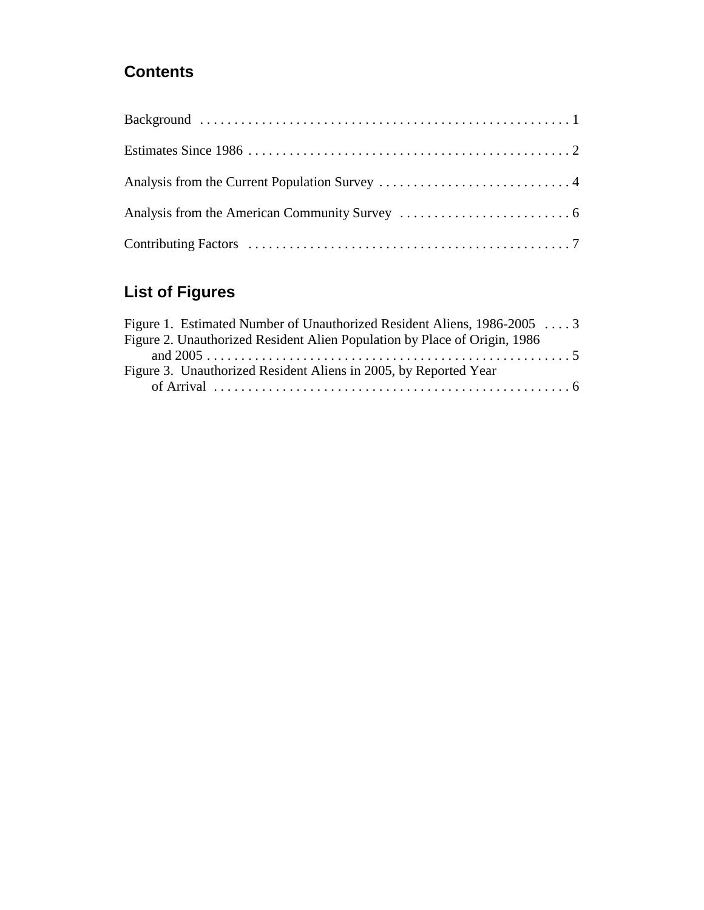## Contents

Background . . . . . . . . . . . . . . . . . . . . . . . . . . . . . . . . . . . . . . . . . . . . . . . . . . . . . 1

Estimates Since 1986 . . . . . . . . . . . . . . . . . . . . . . . . . . . . . . . . . . . . . . . . . . . . . . . . 2

Analysis from the Current Population Survey . . . . . . . . . . . . . . . . . . . . . . . . . . . . 4

Analysis from the American Community Survey . . . . . . . . . . . . . . . . . . . . . . . . . 6

Contributing Factors . . . . . . . . . . . . . . . . . . . . . . . . . . . . . . . . . . . . . . . . . . . . . . . . 7

## List of Figures

Figure 1. Estimated Number of Unauthorized Resident Aliens, 1986-2005 . . . . 3

Figure 2. Unauthorized Resident Alien Population by Place of Origin, 1986 and 2005 . . . . . . . . . . . . . . . . . . . . . . . . . . . . . . . . . . . . . . . . . . . . . . . . . . . . . 5

Figure 3. Unauthorized Resident Aliens in 2005, by Reported Year of Arrival . . . . . . . . . . . . . . . . . . . . . . . . . . . . . . . . . . . . . . . . . . . . . . . . . . . . 6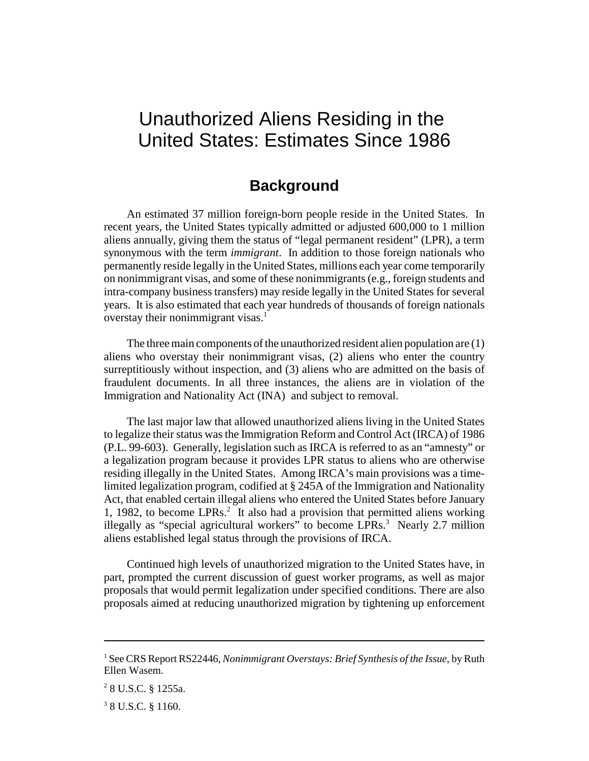# Unauthorized Aliens Residing in the United States: Estimates Since 1986

## Background

An estimated 37 million foreign-born people reside in the United States. In recent years, the United States typically admitted or adjusted 600,000 to 1 million aliens annually, giving them the status of "legal permanent resident" (LPR), a term synonymous with the term *immigrant*. In addition to those foreign nationals who permanently reside legally in the United States, millions each year come temporarily on nonimmigrant visas, and some of these nonimmigrants (e.g., foreign students and intra-company business transfers) may reside legally in the United States for several years. It is also estimated that each year hundreds of thousands of foreign nationals overstay their nonimmigrant visas.[1]

The three main components of the unauthorized resident alien population are (1) aliens who overstay their nonimmigrant visas, (2) aliens who enter the country surreptitiously without inspection, and (3) aliens who are admitted on the basis of fraudulent documents. In all three instances, the aliens are in violation of the Immigration and Nationality Act (INA) and subject to removal.

The last major law that allowed unauthorized aliens living in the United States to legalize their status was the Immigration Reform and Control Act (IRCA) of 1986 (P.L. 99-603). Generally, legislation such as IRCA is referred to as an "amnesty" or a legalization program because it provides LPR status to aliens who are otherwise residing illegally in the United States. Among IRCA's main provisions was a time-limited legalization program, codified at § 245A of the Immigration and Nationality Act, that enabled certain illegal aliens who entered the United States before January 1, 1982, to become LPRs.[2] It also had a provision that permitted aliens working illegally as "special agricultural workers" to become LPRs.[3] Nearly 2.7 million aliens established legal status through the provisions of IRCA.

Continued high levels of unauthorized migration to the United States have, in part, prompted the current discussion of guest worker programs, as well as major proposals that would permit legalization under specified conditions. There are also proposals aimed at reducing unauthorized migration by tightening up enforcement

---

[1] See CRS Report RS22446, *Nonimmigrant Overstays: Brief Synthesis of the Issue*, by Ruth Ellen Wasem.

[2] 8 U.S.C. § 1255a.

[3] 8 U.S.C. § 1160.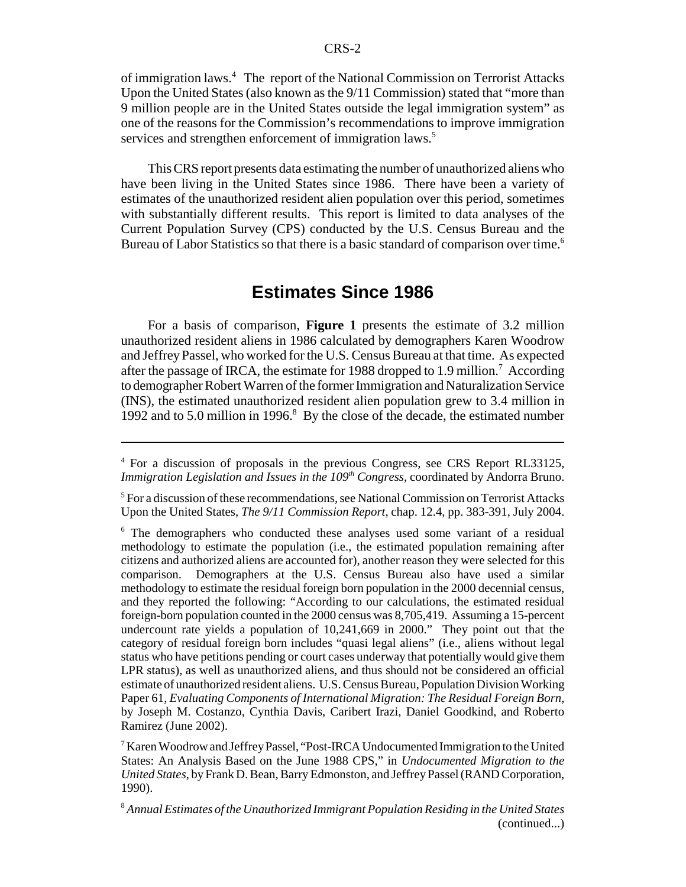of immigration laws.[4] The report of the National Commission on Terrorist Attacks Upon the United States (also known as the 9/11 Commission) stated that "more than 9 million people are in the United States outside the legal immigration system" as one of the reasons for the Commission's recommendations to improve immigration services and strengthen enforcement of immigration laws.[5]

This CRS report presents data estimating the number of unauthorized aliens who have been living in the United States since 1986. There have been a variety of estimates of the unauthorized resident alien population over this period, sometimes with substantially different results. This report is limited to data analyses of the Current Population Survey (CPS) conducted by the U.S. Census Bureau and the Bureau of Labor Statistics so that there is a basic standard of comparison over time.[6]

## Estimates Since 1986

For a basis of comparison, **Figure 1** presents the estimate of 3.2 million unauthorized resident aliens in 1986 calculated by demographers Karen Woodrow and Jeffrey Passel, who worked for the U.S. Census Bureau at that time. As expected after the passage of IRCA, the estimate for 1988 dropped to 1.9 million.[7] According to demographer Robert Warren of the former Immigration and Naturalization Service (INS), the estimated unauthorized resident alien population grew to 3.4 million in 1992 and to 5.0 million in 1996.[8] By the close of the decade, the estimated number

---

[4] For a discussion of proposals in the previous Congress, see CRS Report RL33125, *Immigration Legislation and Issues in the 109th Congress*, coordinated by Andorra Bruno.

[5] For a discussion of these recommendations, see National Commission on Terrorist Attacks Upon the United States, *The 9/11 Commission Report*, chap. 12.4, pp. 383-391, July 2004.

[6] The demographers who conducted these analyses used some variant of a residual methodology to estimate the population (i.e., the estimated population remaining after citizens and authorized aliens are accounted for), another reason they were selected for this comparison. Demographers at the U.S. Census Bureau also have used a similar methodology to estimate the residual foreign born population in the 2000 decennial census, and they reported the following: "According to our calculations, the estimated residual foreign-born population counted in the 2000 census was 8,705,419. Assuming a 15-percent undercount rate yields a population of 10,241,669 in 2000." They point out that the category of residual foreign born includes "quasi legal aliens" (i.e., aliens without legal status who have petitions pending or court cases underway that potentially would give them LPR status), as well as unauthorized aliens, and thus should not be considered an official estimate of unauthorized resident aliens. U.S. Census Bureau, Population Division Working Paper 61, *Evaluating Components of International Migration: The Residual Foreign Born*, by Joseph M. Costanzo, Cynthia Davis, Caribert Irazi, Daniel Goodkind, and Roberto Ramirez (June 2002).

[7] Karen Woodrow and Jeffrey Passel, "Post-IRCA Undocumented Immigration to the United States: An Analysis Based on the June 1988 CPS," in *Undocumented Migration to the United States*, by Frank D. Bean, Barry Edmonston, and Jeffrey Passel (RAND Corporation, 1990).

[8] *Annual Estimates of the Unauthorized Immigrant Population Residing in the United States* (continued...)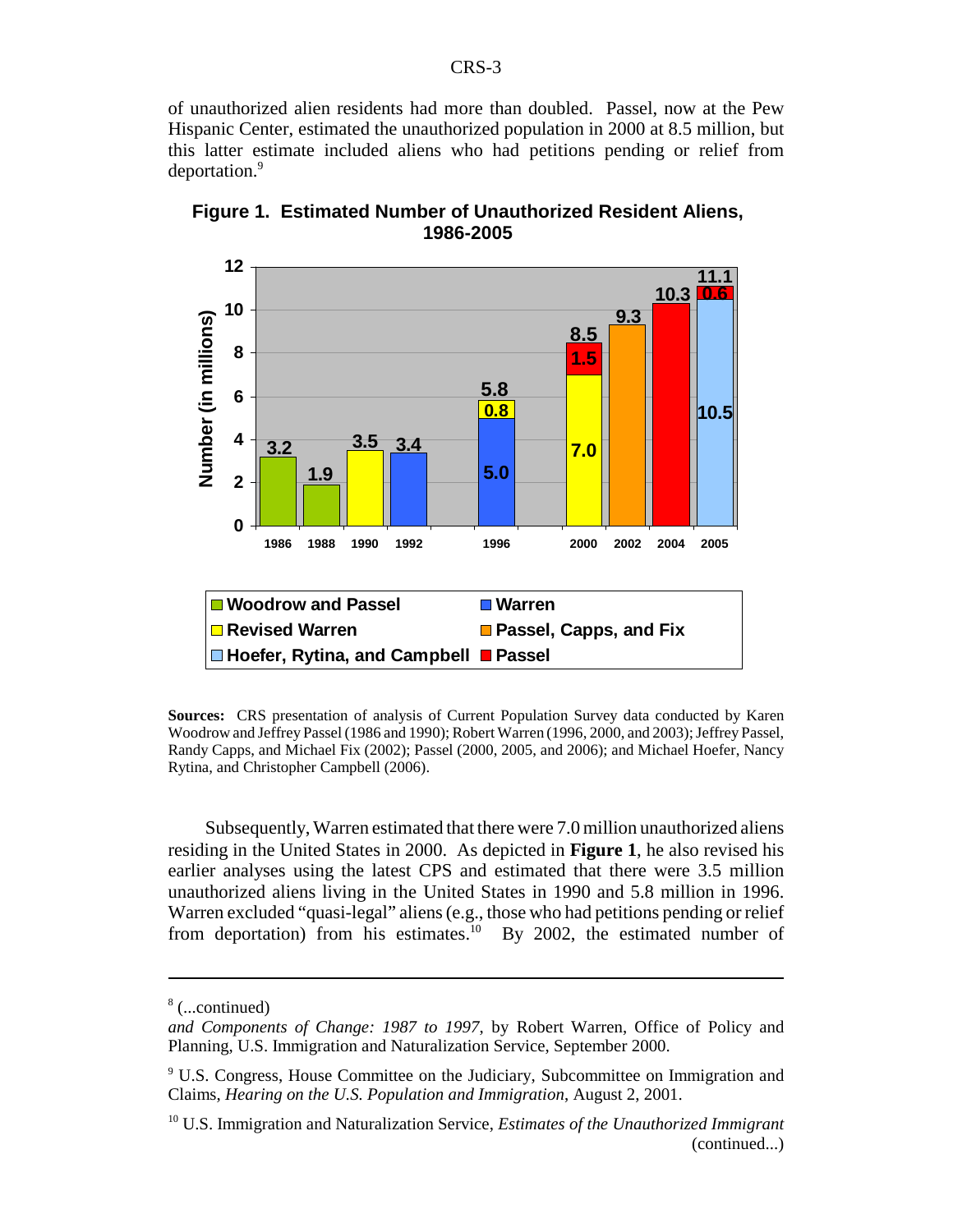of unauthorized alien residents had more than doubled. Passel, now at the Pew Hispanic Center, estimated the unauthorized population in 2000 at 8.5 million, but this latter estimate included aliens who had petitions pending or relief from deportation.[9]

**Figure 1. Estimated Number of Unauthorized Resident Aliens, 1986-2005**

**Sources:** CRS presentation of analysis of Current Population Survey data conducted by Karen Woodrow and Jeffrey Passel (1986 and 1990); Robert Warren (1996, 2000, and 2003); Jeffrey Passel, Randy Capps, and Michael Fix (2002); Passel (2000, 2005, and 2006); and Michael Hoefer, Nancy Rytina, and Christopher Campbell (2006).

Subsequently, Warren estimated that there were 7.0 million unauthorized aliens residing in the United States in 2000. As depicted in **Figure 1**, he also revised his earlier analyses using the latest CPS and estimated that there were 3.5 million unauthorized aliens living in the United States in 1990 and 5.8 million in 1996. Warren excluded "quasi-legal" aliens (e.g., those who had petitions pending or relief from deportation) from his estimates.[10] By 2002, the estimated number of

---

[8] (...continued)
*and Components of Change: 1987 to 1997*, by Robert Warren, Office of Policy and Planning, U.S. Immigration and Naturalization Service, September 2000.

[9] U.S. Congress, House Committee on the Judiciary, Subcommittee on Immigration and Claims, *Hearing on the U.S. Population and Immigration*, August 2, 2001.

[10] U.S. Immigration and Naturalization Service, *Estimates of the Unauthorized Immigrant* (continued...)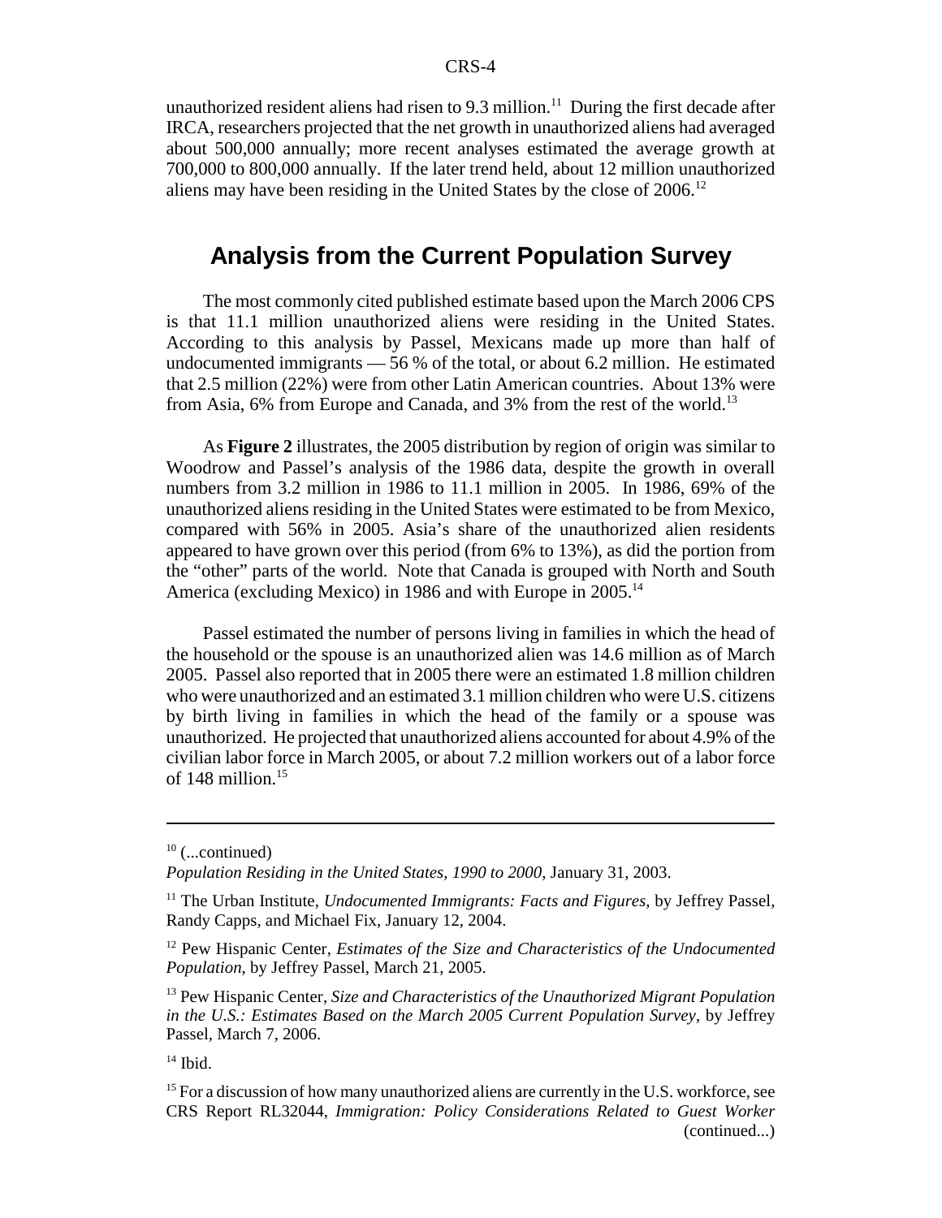unauthorized resident aliens had risen to 9.3 million.[11] During the first decade after IRCA, researchers projected that the net growth in unauthorized aliens had averaged about 500,000 annually; more recent analyses estimated the average growth at 700,000 to 800,000 annually. If the later trend held, about 12 million unauthorized aliens may have been residing in the United States by the close of 2006.[12]

## Analysis from the Current Population Survey

The most commonly cited published estimate based upon the March 2006 CPS is that 11.1 million unauthorized aliens were residing in the United States. According to this analysis by Passel, Mexicans made up more than half of undocumented immigrants — 56 % of the total, or about 6.2 million. He estimated that 2.5 million (22%) were from other Latin American countries. About 13% were from Asia, 6% from Europe and Canada, and 3% from the rest of the world.[13]

As **Figure 2** illustrates, the 2005 distribution by region of origin was similar to Woodrow and Passel's analysis of the 1986 data, despite the growth in overall numbers from 3.2 million in 1986 to 11.1 million in 2005. In 1986, 69% of the unauthorized aliens residing in the United States were estimated to be from Mexico, compared with 56% in 2005. Asia's share of the unauthorized alien residents appeared to have grown over this period (from 6% to 13%), as did the portion from the "other" parts of the world. Note that Canada is grouped with North and South America (excluding Mexico) in 1986 and with Europe in 2005.[14]

Passel estimated the number of persons living in families in which the head of the household or the spouse is an unauthorized alien was 14.6 million as of March 2005. Passel also reported that in 2005 there were an estimated 1.8 million children who were unauthorized and an estimated 3.1 million children who were U.S. citizens by birth living in families in which the head of the family or a spouse was unauthorized. He projected that unauthorized aliens accounted for about 4.9% of the civilian labor force in March 2005, or about 7.2 million workers out of a labor force of 148 million.[15]

---

[10] (...continued)
*Population Residing in the United States, 1990 to 2000*, January 31, 2003.

[11] The Urban Institute, *Undocumented Immigrants: Facts and Figures*, by Jeffrey Passel, Randy Capps, and Michael Fix, January 12, 2004.

[12] Pew Hispanic Center, *Estimates of the Size and Characteristics of the Undocumented Population*, by Jeffrey Passel, March 21, 2005.

[13] Pew Hispanic Center, *Size and Characteristics of the Unauthorized Migrant Population in the U.S.: Estimates Based on the March 2005 Current Population Survey*, by Jeffrey Passel, March 7, 2006.

[14] Ibid.

[15] For a discussion of how many unauthorized aliens are currently in the U.S. workforce, see CRS Report RL32044, *Immigration: Policy Considerations Related to Guest Worker* (continued...)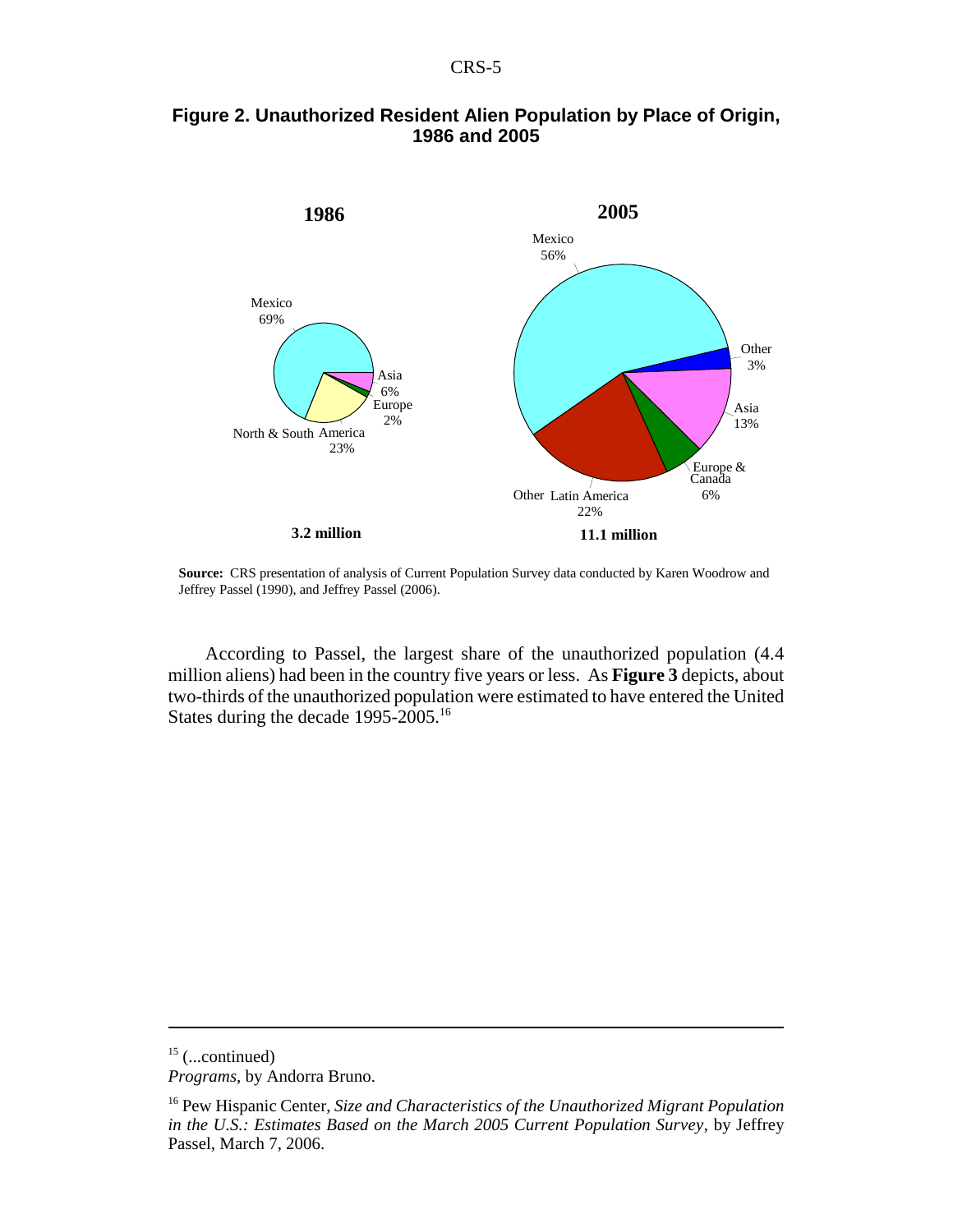**Figure 2. Unauthorized Resident Alien Population by Place of Origin, 1986 and 2005**

**1986**

| Place of Origin | Share |
| --- | --- |
| Mexico | 69% |
| North & South America | 23% |
| Asia | 6% |
| Europe | 2% |

**3.2 million**

**2005**

| Place of Origin | Share |
| --- | --- |
| Mexico | 56% |
| Other Latin America | 22% |
| Asia | 13% |
| Europe & Canada | 6% |
| Other | 3% |

**11.1 million**

**Source:** CRS presentation of analysis of Current Population Survey data conducted by Karen Woodrow and Jeffrey Passel (1990), and Jeffrey Passel (2006).

According to Passel, the largest share of the unauthorized population (4.4 million aliens) had been in the country five years or less. As **Figure 3** depicts, about two-thirds of the unauthorized population were estimated to have entered the United States during the decade 1995-2005.[16]

---

[15] (...continued)
*Programs*, by Andorra Bruno.

[16] Pew Hispanic Center, *Size and Characteristics of the Unauthorized Migrant Population in the U.S.: Estimates Based on the March 2005 Current Population Survey*, by Jeffrey Passel, March 7, 2006.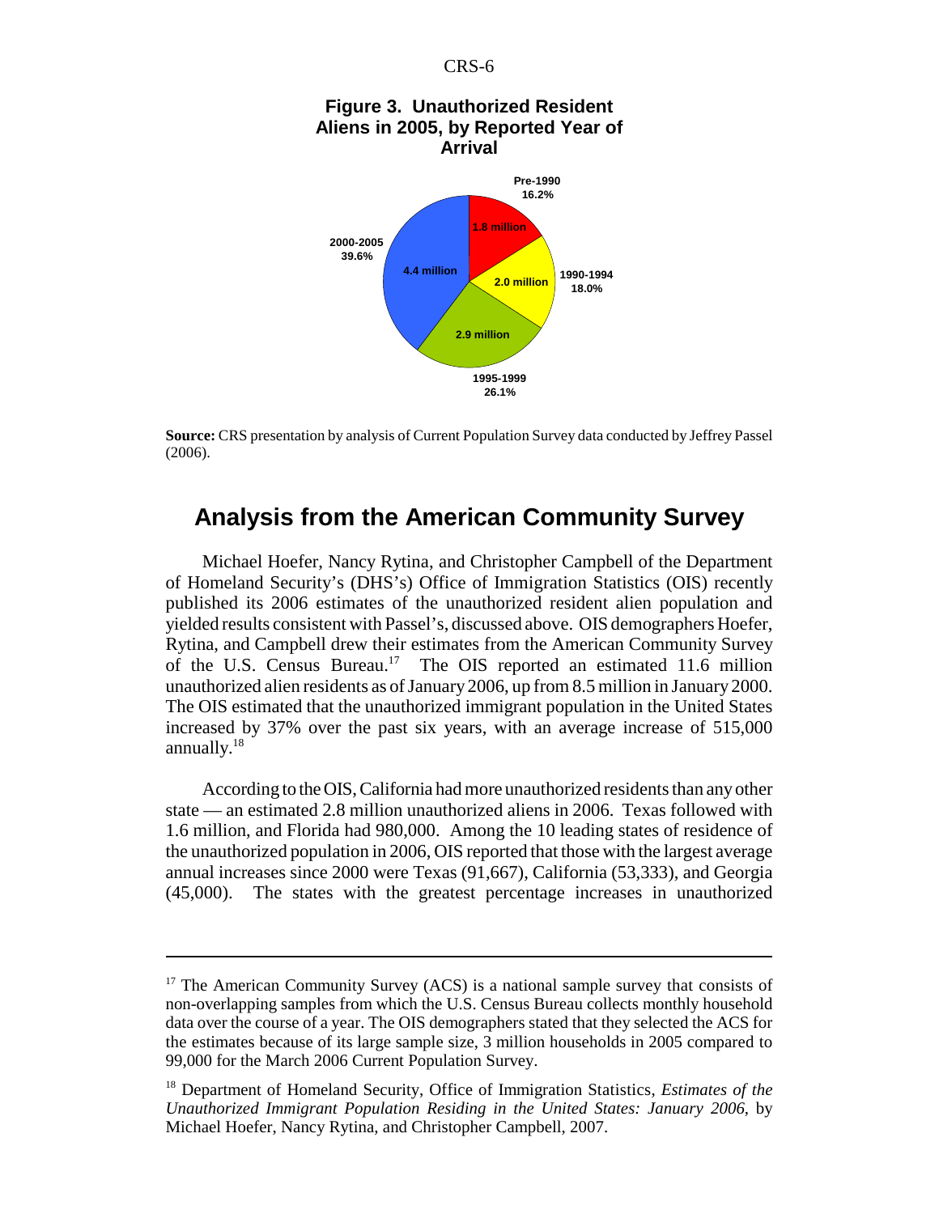**Figure 3. Unauthorized Resident Aliens in 2005, by Reported Year of Arrival**

Pre-1990 16.2% — 1.8 million

1990-1994 18.0% — 2.0 million

1995-1999 26.1% — 2.9 million

2000-2005 39.6% — 4.4 million

**Source:** CRS presentation by analysis of Current Population Survey data conducted by Jeffrey Passel (2006).

## Analysis from the American Community Survey

Michael Hoefer, Nancy Rytina, and Christopher Campbell of the Department of Homeland Security's (DHS's) Office of Immigration Statistics (OIS) recently published its 2006 estimates of the unauthorized resident alien population and yielded results consistent with Passel's, discussed above. OIS demographers Hoefer, Rytina, and Campbell drew their estimates from the American Community Survey of the U.S. Census Bureau.[17] The OIS reported an estimated 11.6 million unauthorized alien residents as of January 2006, up from 8.5 million in January 2000. The OIS estimated that the unauthorized immigrant population in the United States increased by 37% over the past six years, with an average increase of 515,000 annually.[18]

According to the OIS, California had more unauthorized residents than any other state — an estimated 2.8 million unauthorized aliens in 2006. Texas followed with 1.6 million, and Florida had 980,000. Among the 10 leading states of residence of the unauthorized population in 2006, OIS reported that those with the largest average annual increases since 2000 were Texas (91,667), California (53,333), and Georgia (45,000). The states with the greatest percentage increases in unauthorized

---

[17] The American Community Survey (ACS) is a national sample survey that consists of non-overlapping samples from which the U.S. Census Bureau collects monthly household data over the course of a year. The OIS demographers stated that they selected the ACS for the estimates because of its large sample size, 3 million households in 2005 compared to 99,000 for the March 2006 Current Population Survey.

[18] Department of Homeland Security, Office of Immigration Statistics, *Estimates of the Unauthorized Immigrant Population Residing in the United States: January 2006*, by Michael Hoefer, Nancy Rytina, and Christopher Campbell, 2007.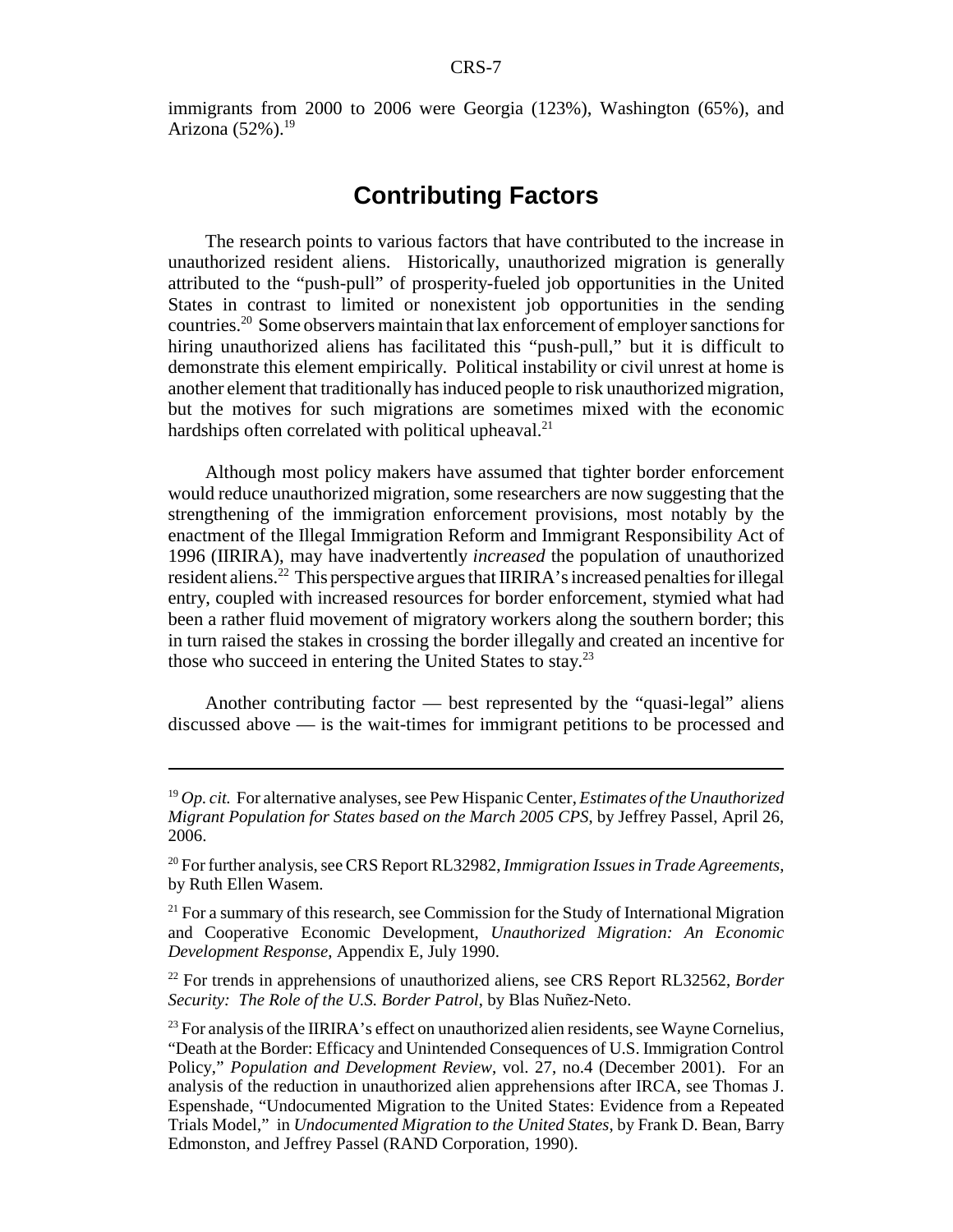immigrants from 2000 to 2006 were Georgia (123%), Washington (65%), and Arizona (52%).[19]

## Contributing Factors

The research points to various factors that have contributed to the increase in unauthorized resident aliens. Historically, unauthorized migration is generally attributed to the "push-pull" of prosperity-fueled job opportunities in the United States in contrast to limited or nonexistent job opportunities in the sending countries.[20] Some observers maintain that lax enforcement of employer sanctions for hiring unauthorized aliens has facilitated this "push-pull," but it is difficult to demonstrate this element empirically. Political instability or civil unrest at home is another element that traditionally has induced people to risk unauthorized migration, but the motives for such migrations are sometimes mixed with the economic hardships often correlated with political upheaval.[21]

Although most policy makers have assumed that tighter border enforcement would reduce unauthorized migration, some researchers are now suggesting that the strengthening of the immigration enforcement provisions, most notably by the enactment of the Illegal Immigration Reform and Immigrant Responsibility Act of 1996 (IIRIRA), may have inadvertently *increased* the population of unauthorized resident aliens.[22] This perspective argues that IIRIRA's increased penalties for illegal entry, coupled with increased resources for border enforcement, stymied what had been a rather fluid movement of migratory workers along the southern border; this in turn raised the stakes in crossing the border illegally and created an incentive for those who succeed in entering the United States to stay.[23]

Another contributing factor — best represented by the "quasi-legal" aliens discussed above — is the wait-times for immigrant petitions to be processed and

---

[19] *Op. cit.* For alternative analyses, see Pew Hispanic Center, *Estimates of the Unauthorized Migrant Population for States based on the March 2005 CPS*, by Jeffrey Passel, April 26, 2006.

[20] For further analysis, see CRS Report RL32982, *Immigration Issues in Trade Agreements*, by Ruth Ellen Wasem.

[21] For a summary of this research, see Commission for the Study of International Migration and Cooperative Economic Development, *Unauthorized Migration: An Economic Development Response*, Appendix E, July 1990.

[22] For trends in apprehensions of unauthorized aliens, see CRS Report RL32562, *Border Security: The Role of the U.S. Border Patrol*, by Blas Nuñez-Neto.

[23] For analysis of the IIRIRA's effect on unauthorized alien residents, see Wayne Cornelius, "Death at the Border: Efficacy and Unintended Consequences of U.S. Immigration Control Policy," *Population and Development Review*, vol. 27, no.4 (December 2001). For an analysis of the reduction in unauthorized alien apprehensions after IRCA, see Thomas J. Espenshade, "Undocumented Migration to the United States: Evidence from a Repeated Trials Model," in *Undocumented Migration to the United States*, by Frank D. Bean, Barry Edmonston, and Jeffrey Passel (RAND Corporation, 1990).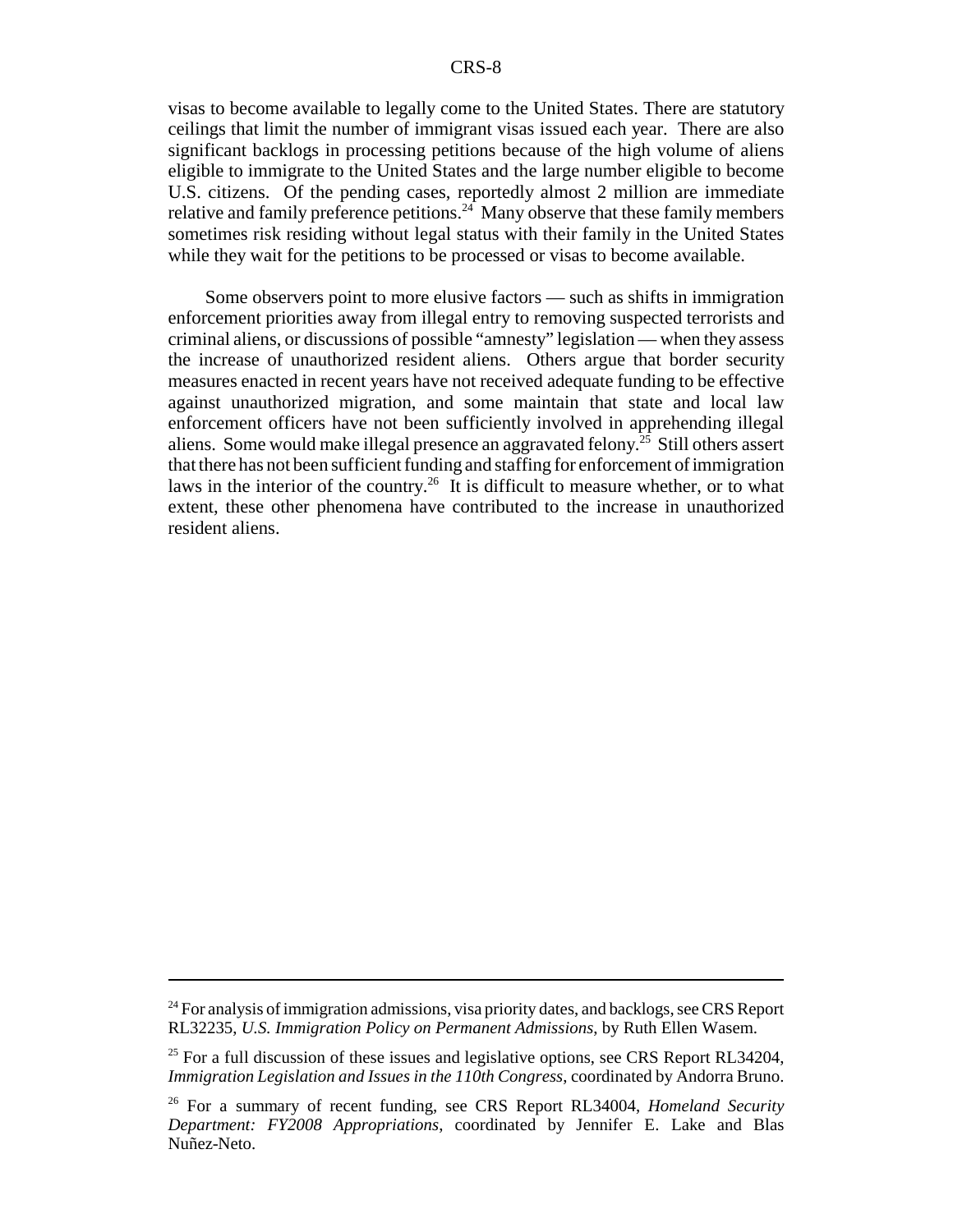visas to become available to legally come to the United States. There are statutory ceilings that limit the number of immigrant visas issued each year. There are also significant backlogs in processing petitions because of the high volume of aliens eligible to immigrate to the United States and the large number eligible to become U.S. citizens. Of the pending cases, reportedly almost 2 million are immediate relative and family preference petitions.[24] Many observe that these family members sometimes risk residing without legal status with their family in the United States while they wait for the petitions to be processed or visas to become available.

Some observers point to more elusive factors — such as shifts in immigration enforcement priorities away from illegal entry to removing suspected terrorists and criminal aliens, or discussions of possible "amnesty" legislation — when they assess the increase of unauthorized resident aliens. Others argue that border security measures enacted in recent years have not received adequate funding to be effective against unauthorized migration, and some maintain that state and local law enforcement officers have not been sufficiently involved in apprehending illegal aliens. Some would make illegal presence an aggravated felony.[25] Still others assert that there has not been sufficient funding and staffing for enforcement of immigration laws in the interior of the country.[26] It is difficult to measure whether, or to what extent, these other phenomena have contributed to the increase in unauthorized resident aliens.

---

[24] For analysis of immigration admissions, visa priority dates, and backlogs, see CRS Report RL32235, *U.S. Immigration Policy on Permanent Admissions*, by Ruth Ellen Wasem.

[25] For a full discussion of these issues and legislative options, see CRS Report RL34204, *Immigration Legislation and Issues in the 110th Congress*, coordinated by Andorra Bruno.

[26] For a summary of recent funding, see CRS Report RL34004, *Homeland Security Department: FY2008 Appropriations*, coordinated by Jennifer E. Lake and Blas Nuñez-Neto.